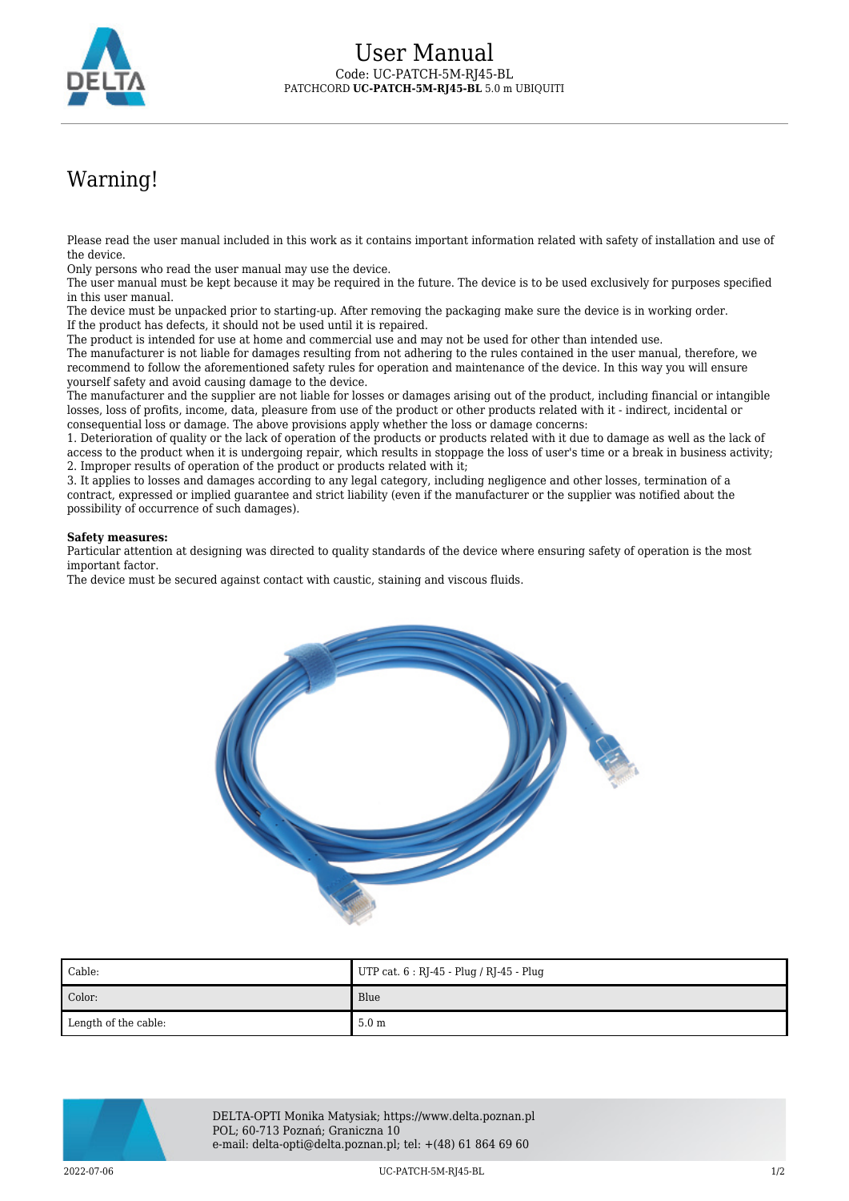# User Manual

Code: UC-PATCH-5M-RJ45-BL

PATCHCORD **UC-PATCH-5M-RJ45-BL** 5.0 m UBIQUITI

## Warning!

Please read the user manual included in this work as it contains important information related with safety of installation and use of the device.
Only persons who read the user manual may use the device.
The user manual must be kept because it may be required in the future. The device is to be used exclusively for purposes specified in this user manual.
The device must be unpacked prior to starting-up. After removing the packaging make sure the device is in working order.
If the product has defects, it should not be used until it is repaired.
The product is intended for use at home and commercial use and may not be used for other than intended use.
The manufacturer is not liable for damages resulting from not adhering to the rules contained in the user manual, therefore, we recommend to follow the aforementioned safety rules for operation and maintenance of the device. In this way you will ensure yourself safety and avoid causing damage to the device.
The manufacturer and the supplier are not liable for losses or damages arising out of the product, including financial or intangible losses, loss of profits, income, data, pleasure from use of the product or other products related with it - indirect, incidental or consequential loss or damage. The above provisions apply whether the loss or damage concerns:
1. Deterioration of quality or the lack of operation of the products or products related with it due to damage as well as the lack of access to the product when it is undergoing repair, which results in stoppage the loss of user's time or a break in business activity;
2. Improper results of operation of the product or products related with it;
3. It applies to losses and damages according to any legal category, including negligence and other losses, termination of a contract, expressed or implied guarantee and strict liability (even if the manufacturer or the supplier was notified about the possibility of occurrence of such damages).

**Safety measures:**
Particular attention at designing was directed to quality standards of the device where ensuring safety of operation is the most important factor.
The device must be secured against contact with caustic, staining and viscous fluids.

| Cable: | UTP cat. 6 : RJ-45 - Plug / RJ-45 - Plug |
|---|---|
| Color: | Blue |
| Length of the cable: | 5.0 m |

DELTA-OPTI Monika Matysiak; https://www.delta.poznan.pl
POL; 60-713 Poznań; Graniczna 10
e-mail: delta-opti@delta.poznan.pl; tel: +(48) 61 864 69 60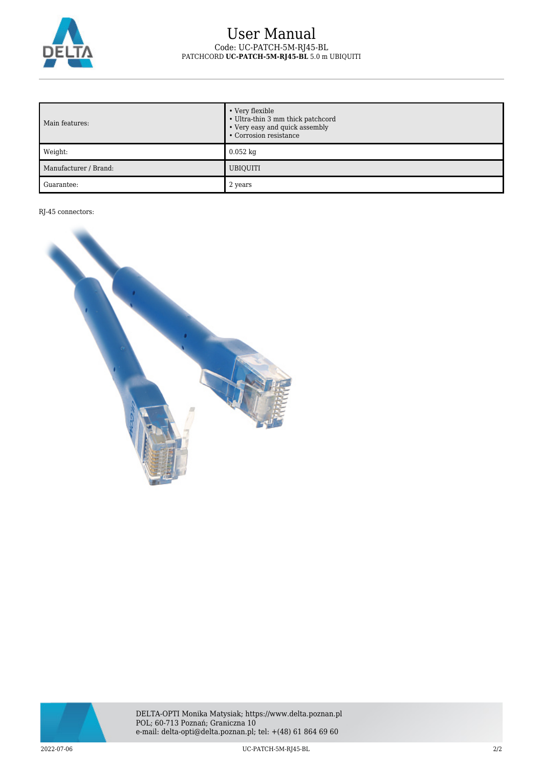| | |
|---|---|
| Main features: | • Very flexible<br>• Ultra-thin 3 mm thick patchcord<br>• Very easy and quick assembly<br>• Corrosion resistance |
| Weight: | 0.052 kg |
| Manufacturer / Brand: | UBIQUITI |
| Guarantee: | 2 years |

RJ-45 connectors:

DELTA-OPTI Monika Matysiak; https://www.delta.poznan.pl
POL; 60-713 Poznań; Graniczna 10
e-mail: delta-opti@delta.poznan.pl; tel: +(48) 61 864 69 60